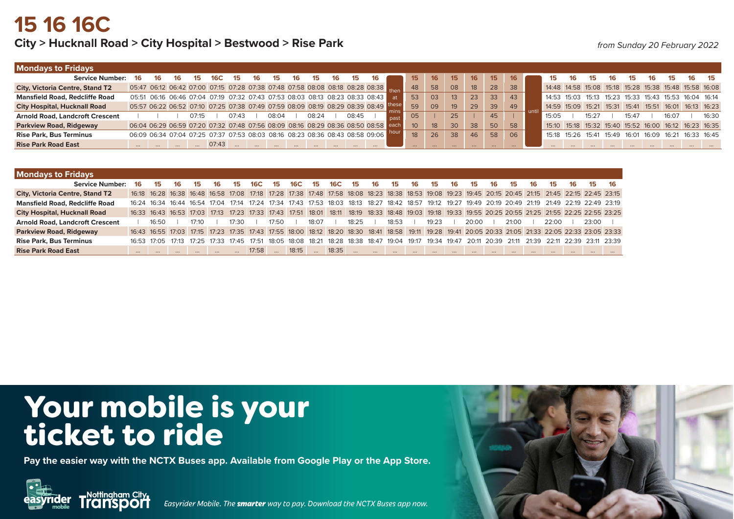# 15 16 16C

## City > Hucknall Road > City Hospital > Bestwood > Rise Park

*from Sunday 20 February 2022*

### Mondays to Fridays

| Service Number: | 16 | 16 | 16 | 15 | 16C | 15 | 16 | 15 | 16 | 15 | 16 | 15 | 16 | | 15 | 16 | 15 | 16 | 15 | 16 | | 15 | 16 | 15 | 16 | 15 | 16 | 15 | 16 | 15 |
|---|---|---|---|---|---|---|---|---|---|---|---|---|---|---|---|---|---|---|---|---|---|---|---|---|---|---|---|---|---|---|
| City, Victoria Centre, Stand T2 | 05:47 | 06:12 | 06:42 | 07:00 | 07:15 | 07:28 | 07:38 | 07:48 | 07:58 | 08:08 | 08:18 | 08:28 | 08:38 | then at these mins past each hour | 48 | 58 | 08 | 18 | 28 | 38 | until | 14:48 | 14:58 | 15:08 | 15:18 | 15:28 | 15:38 | 15:48 | 15:58 | 16:08 |
| Mansfield Road, Redcliffe Road | 05:51 | 06:16 | 06:46 | 07:04 | 07:19 | 07:32 | 07:43 | 07:53 | 08:03 | 08:13 | 08:23 | 08:33 | 08:43 | | 53 | 03 | 13 | 23 | 33 | 43 | | 14:53 | 15:03 | 15:13 | 15:23 | 15:33 | 15:43 | 15:53 | 16:04 | 16:14 |
| City Hospital, Hucknall Road | 05:57 | 06:22 | 06:52 | 07:10 | 07:25 | 07:38 | 07:49 | 07:59 | 08:09 | 08:19 | 08:29 | 08:39 | 08:49 | | 59 | 09 | 19 | 29 | 39 | 49 | | 14:59 | 15:09 | 15:21 | 15:31 | 15:41 | 15:51 | 16:01 | 16:13 | 16:23 |
| Arnold Road, Landcroft Crescent | \| | \| | \| | 07:15 | \| | 07:43 | \| | 08:04 | \| | 08:24 | \| | 08:45 | \| | | 05 | \| | 25 | \| | 45 | \| | | 15:05 | \| | 15:27 | \| | 15:47 | \| | 16:07 | \| | 16:30 |
| Parkview Road, Ridgeway | 06:04 | 06:29 | 06:59 | 07:20 | 07:32 | 07:48 | 07:56 | 08:09 | 08:16 | 08:29 | 08:36 | 08:50 | 08:58 | | 10 | 18 | 30 | 38 | 50 | 58 | | 15:10 | 15:18 | 15:32 | 15:40 | 15:52 | 16:00 | 16:12 | 16:23 | 16:35 |
| Rise Park, Bus Terminus | 06:09 | 06:34 | 07:04 | 07:25 | 07:37 | 07:53 | 08:03 | 08:16 | 08:23 | 08:36 | 08:43 | 08:58 | 09:06 | | 18 | 26 | 38 | 46 | 58 | 06 | | 15:18 | 15:26 | 15:41 | 15:49 | 16:01 | 16:09 | 16:21 | 16:33 | 16:45 |
| Rise Park Road East | ... | ... | ... | ... | 07:43 | ... | ... | ... | ... | ... | ... | ... | ... | | ... | ... | ... | ... | ... | ... | | ... | ... | ... | ... | ... | ... | ... | ... | ... |

### Mondays to Fridays

| Service Number: | 16 | 15 | 16 | 15 | 16 | 15 | 16C | 15 | 16C | 15 | 16C | 15 | 16 | 15 | 16 | 15 | 16 | 15 | 16 | 15 | 16 | 15 | 16 | 15 | 16 |
|---|---|---|---|---|---|---|---|---|---|---|---|---|---|---|---|---|---|---|---|---|---|---|---|---|---|
| City, Victoria Centre, Stand T2 | 16:18 | 16:28 | 16:38 | 16:48 | 16:58 | 17:08 | 17:18 | 17:28 | 17:38 | 17:48 | 17:58 | 18:08 | 18:23 | 18:38 | 18:53 | 19:08 | 19:23 | 19:45 | 20:15 | 20:45 | 21:15 | 21:45 | 22:15 | 22:45 | 23:15 |
| Mansfield Road, Redcliffe Road | 16:24 | 16:34 | 16:44 | 16:54 | 17:04 | 17:14 | 17:24 | 17:34 | 17:43 | 17:53 | 18:03 | 18:13 | 18:27 | 18:42 | 18:57 | 19:12 | 19:27 | 19:49 | 20:19 | 20:49 | 21:19 | 21:49 | 22:19 | 22:49 | 23:19 |
| City Hospital, Hucknall Road | 16:33 | 16:43 | 16:53 | 17:03 | 17:13 | 17:23 | 17:33 | 17:43 | 17:51 | 18:01 | 18:11 | 18:19 | 18:33 | 18:48 | 19:03 | 19:18 | 19:33 | 19:55 | 20:25 | 20:55 | 21:25 | 21:55 | 22:25 | 22:55 | 23:25 |
| Arnold Road, Landcroft Crescent | \| | 16:50 | \| | 17:10 | \| | 17:30 | \| | 17:50 | \| | 18:07 | \| | 18:25 | \| | 18:53 | \| | 19:23 | \| | 20:00 | \| | 21:00 | \| | 22:00 | \| | 23:00 | \| |
| Parkview Road, Ridgeway | 16:43 | 16:55 | 17:03 | 17:15 | 17:23 | 17:35 | 17:43 | 17:55 | 18:00 | 18:12 | 18:20 | 18:30 | 18:41 | 18:58 | 19:11 | 19:28 | 19:41 | 20:05 | 20:33 | 21:05 | 21:33 | 22:05 | 22:33 | 23:05 | 23:33 |
| Rise Park, Bus Terminus | 16:53 | 17:05 | 17:13 | 17:25 | 17:33 | 17:45 | 17:51 | 18:05 | 18:08 | 18:21 | 18:28 | 18:38 | 18:47 | 19:04 | 19:17 | 19:34 | 19:47 | 20:11 | 20:39 | 21:11 | 21:39 | 22:11 | 22:39 | 23:11 | 23:39 |
| Rise Park Road East | ... | ... | ... | ... | ... | ... | 17:58 | ... | 18:15 | ... | 18:35 | ... | ... | ... | ... | ... | ... | ... | ... | ... | ... | ... | ... | ... | ... |

# Your mobile is your ticket to ride

**Pay the easier way with the NCTX Buses app. Available from Google Play or the App Store.**

easyrider mobile | Nottingham City Transport

*Easyrider Mobile. The **smarter** way to pay. Download the NCTX Buses app now.*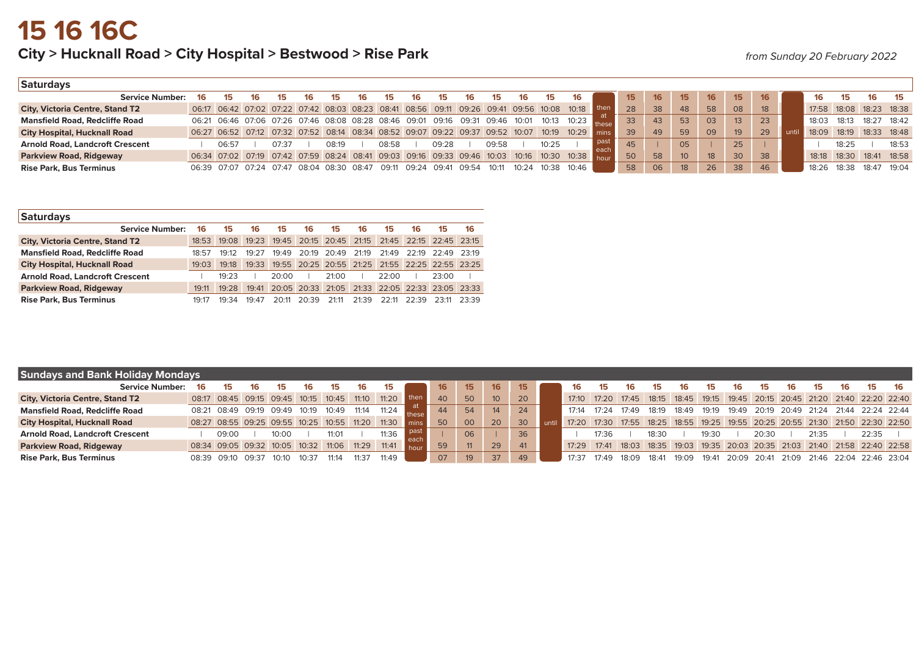# 15 16 16C

## City > Hucknall Road > City Hospital > Bestwood > Rise Park

*from Sunday 20 February 2022*

### Saturdays

| Service Number: | 16 | 15 | 16 | 15 | 16 | 15 | 16 | 15 | 16 | 15 | 16 | 15 | 16 | 15 | 16 | | 15 | 16 | 15 | 16 | 15 | 16 | | 16 | 15 | 16 | 15 |
|---|---|---|---|---|---|---|---|---|---|---|---|---|---|---|---|---|---|---|---|---|---|---|---|---|---|---|---|
| City, Victoria Centre, Stand T2 | 06:17 | 06:42 | 07:02 | 07:22 | 07:42 | 08:03 | 08:23 | 08:41 | 08:56 | 09:11 | 09:26 | 09:41 | 09:56 | 10:08 | 10:18 | then at these mins past each hour | 28 | 38 | 48 | 58 | 08 | 18 | until | 17:58 | 18:08 | 18:23 | 18:38 |
| Mansfield Road, Redcliffe Road | 06:21 | 06:46 | 07:06 | 07:26 | 07:46 | 08:08 | 08:28 | 08:46 | 09:01 | 09:16 | 09:31 | 09:46 | 10:01 | 10:13 | 10:23 | | 33 | 43 | 53 | 03 | 13 | 23 | | 18:03 | 18:13 | 18:27 | 18:42 |
| City Hospital, Hucknall Road | 06:27 | 06:52 | 07:12 | 07:32 | 07:52 | 08:14 | 08:34 | 08:52 | 09:07 | 09:22 | 09:37 | 09:52 | 10:07 | 10:19 | 10:29 | | 39 | 49 | 59 | 09 | 19 | 29 | | 18:09 | 18:19 | 18:33 | 18:48 |
| Arnold Road, Landcroft Crescent | \| | 06:57 | \| | 07:37 | \| | 08:19 | \| | 08:58 | \| | 09:28 | \| | 09:58 | \| | 10:25 | \| | | 45 | \| | 05 | \| | 25 | \| | | \| | 18:25 | \| | 18:53 |
| Parkview Road, Ridgeway | 06:34 | 07:02 | 07:19 | 07:42 | 07:59 | 08:24 | 08:41 | 09:03 | 09:16 | 09:33 | 09:46 | 10:03 | 10:16 | 10:30 | 10:38 | | 50 | 58 | 10 | 18 | 30 | 38 | | 18:18 | 18:30 | 18:41 | 18:58 |
| Rise Park, Bus Terminus | 06:39 | 07:07 | 07:24 | 07:47 | 08:04 | 08:30 | 08:47 | 09:11 | 09:24 | 09:41 | 09:54 | 10:11 | 10:24 | 10:38 | 10:46 | | 58 | 06 | 18 | 26 | 38 | 46 | | 18:26 | 18:38 | 18:47 | 19:04 |

### Saturdays

| Service Number: | 16 | 15 | 16 | 15 | 16 | 15 | 16 | 15 | 16 | 15 | 16 |
|---|---|---|---|---|---|---|---|---|---|---|---|
| City, Victoria Centre, Stand T2 | 18:53 | 19:08 | 19:23 | 19:45 | 20:15 | 20:45 | 21:15 | 21:45 | 22:15 | 22:45 | 23:15 |
| Mansfield Road, Redcliffe Road | 18:57 | 19:12 | 19:27 | 19:49 | 20:19 | 20:49 | 21:19 | 21:49 | 22:19 | 22:49 | 23:19 |
| City Hospital, Hucknall Road | 19:03 | 19:18 | 19:33 | 19:55 | 20:25 | 20:55 | 21:25 | 21:55 | 22:25 | 22:55 | 23:25 |
| Arnold Road, Landcroft Crescent | \| | 19:23 | \| | 20:00 | \| | 21:00 | \| | 22:00 | \| | 23:00 | \| |
| Parkview Road, Ridgeway | 19:11 | 19:28 | 19:41 | 20:05 | 20:33 | 21:05 | 21:33 | 22:05 | 22:33 | 23:05 | 23:33 |
| Rise Park, Bus Terminus | 19:17 | 19:34 | 19:47 | 20:11 | 20:39 | 21:11 | 21:39 | 22:11 | 22:39 | 23:11 | 23:39 |

### Sundays and Bank Holiday Mondays

| Service Number: | 16 | 15 | 16 | 15 | 16 | 15 | 16 | 15 | | 16 | 15 | 16 | 15 | | 16 | 15 | 16 | 15 | 16 | 15 | 16 | 15 | 16 | 15 | 16 | 15 | 16 |
|---|---|---|---|---|---|---|---|---|---|---|---|---|---|---|---|---|---|---|---|---|---|---|---|---|---|---|---|
| City, Victoria Centre, Stand T2 | 08:17 | 08:45 | 09:15 | 09:45 | 10:15 | 10:45 | 11:10 | 11:20 | then at these mins past each hour | 40 | 50 | 10 | 20 | until | 17:10 | 17:20 | 17:45 | 18:15 | 18:45 | 19:15 | 19:45 | 20:15 | 20:45 | 21:20 | 21:40 | 22:20 | 22:40 |
| Mansfield Road, Redcliffe Road | 08:21 | 08:49 | 09:19 | 09:49 | 10:19 | 10:49 | 11:14 | 11:24 | | 44 | 54 | 14 | 24 | | 17:14 | 17:24 | 17:49 | 18:19 | 18:49 | 19:19 | 19:49 | 20:19 | 20:49 | 21:24 | 21:44 | 22:24 | 22:44 |
| City Hospital, Hucknall Road | 08:27 | 08:55 | 09:25 | 09:55 | 10:25 | 10:55 | 11:20 | 11:30 | | 50 | 00 | 20 | 30 | | 17:20 | 17:30 | 17:55 | 18:25 | 18:55 | 19:25 | 19:55 | 20:25 | 20:55 | 21:30 | 21:50 | 22:30 | 22:50 |
| Arnold Road, Landcroft Crescent | \| | 09:00 | \| | 10:00 | \| | 11:01 | \| | 11:36 | | \| | 06 | \| | 36 | | \| | 17:36 | \| | 18:30 | \| | 19:30 | \| | 20:30 | \| | 21:35 | \| | 22:35 | \| |
| Parkview Road, Ridgeway | 08:34 | 09:05 | 09:32 | 10:05 | 10:32 | 11:06 | 11:29 | 11:41 | | 59 | 11 | 29 | 41 | | 17:29 | 17:41 | 18:03 | 18:35 | 19:03 | 19:35 | 20:03 | 20:35 | 21:03 | 21:40 | 21:58 | 22:40 | 22:58 |
| Rise Park, Bus Terminus | 08:39 | 09:10 | 09:37 | 10:10 | 10:37 | 11:14 | 11:37 | 11:49 | | 07 | 19 | 37 | 49 | | 17:37 | 17:49 | 18:09 | 18:41 | 19:09 | 19:41 | 20:09 | 20:41 | 21:09 | 21:46 | 22:04 | 22:46 | 23:04 |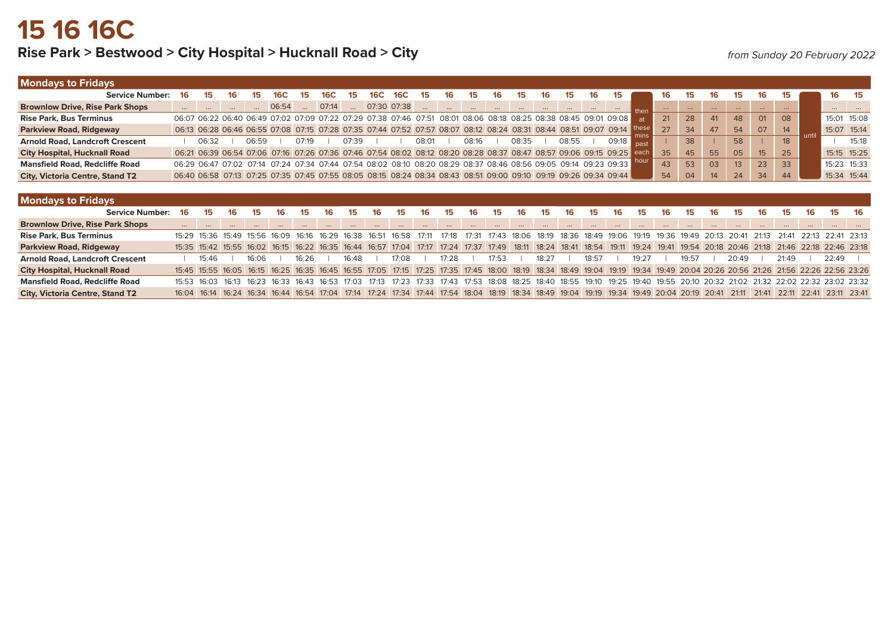# 15 16 16C

## Rise Park > Bestwood > City Hospital > Hucknall Road > City

*from Sunday 20 February 2022*

### Mondays to Fridays

| Service Number: | 16 | 15 | 16 | 15 | 16C | 15 | 16C | 15 | 16C | 16C | 15 | 16 | 15 | 16 | 15 | 16 | 15 | 16 | 15 | | 16 | 15 | 16 | 15 | 16 | 15 | | 16 | 15 |
|---|---|---|---|---|---|---|---|---|---|---|---|---|---|---|---|---|---|---|---|---|---|---|---|---|---|---|---|---|---|
| Brownlow Drive, Rise Park Shops | ... | ... | ... | ... | 06:54 | ... | 07:14 | ... | 07:30 | 07:38 | ... | ... | ... | ... | ... | ... | ... | ... | ... | then at these mins past each hour | ... | ... | ... | ... | ... | ... | until | ... | ... |
| Rise Park, Bus Terminus | 06:07 | 06:22 | 06:40 | 06:49 | 07:02 | 07:09 | 07:22 | 07:29 | 07:38 | 07:46 | 07:51 | 08:01 | 08:06 | 08:18 | 08:25 | 08:38 | 08:45 | 09:01 | 09:08 | | 21 | 28 | 41 | 48 | 01 | 08 | | 15:01 | 15:08 |
| Parkview Road, Ridgeway | 06:13 | 06:28 | 06:46 | 06:55 | 07:08 | 07:15 | 07:28 | 07:35 | 07:44 | 07:52 | 07:57 | 08:07 | 08:12 | 08:24 | 08:31 | 08:44 | 08:51 | 09:07 | 09:14 | | 27 | 34 | 47 | 54 | 07 | 14 | | 15:07 | 15:14 |
| Arnold Road, Landcroft Crescent | \| | 06:32 | \| | 06:59 | \| | 07:19 | \| | 07:39 | \| | \| | 08:01 | \| | 08:16 | \| | 08:35 | \| | 08:55 | \| | 09:18 | | \| | 38 | \| | 58 | \| | 18 | | \| | 15:18 |
| City Hospital, Hucknall Road | 06:21 | 06:39 | 06:54 | 07:06 | 07:16 | 07:26 | 07:36 | 07:46 | 07:54 | 08:02 | 08:12 | 08:20 | 08:28 | 08:37 | 08:47 | 08:57 | 09:06 | 09:15 | 09:25 | | 35 | 45 | 55 | 05 | 15 | 25 | | 15:15 | 15:25 |
| Mansfield Road, Redcliffe Road | 06:29 | 06:47 | 07:02 | 07:14 | 07:24 | 07:34 | 07:44 | 07:54 | 08:02 | 08:10 | 08:20 | 08:29 | 08:37 | 08:46 | 08:56 | 09:05 | 09:14 | 09:23 | 09:33 | | 43 | 53 | 03 | 13 | 23 | 33 | | 15:23 | 15:33 |
| City, Victoria Centre, Stand T2 | 06:40 | 06:58 | 07:13 | 07:25 | 07:35 | 07:45 | 07:55 | 08:05 | 08:15 | 08:24 | 08:34 | 08:43 | 08:51 | 09:00 | 09:10 | 09:19 | 09:26 | 09:34 | 09:44 | | 54 | 04 | 14 | 24 | 34 | 44 | | 15:34 | 15:44 |

### Mondays to Fridays

| Service Number: | 16 | 15 | 16 | 15 | 16 | 15 | 16 | 15 | 16 | 15 | 16 | 15 | 16 | 15 | 16 | 15 | 16 | 15 | 16 | 15 | 16 | 15 | 16 | 15 | 16 | 15 | 16 | 15 | 16 |
|---|---|---|---|---|---|---|---|---|---|---|---|---|---|---|---|---|---|---|---|---|---|---|---|---|---|---|---|---|---|
| Brownlow Drive, Rise Park Shops | ... | ... | ... | ... | ... | ... | ... | ... | ... | ... | ... | ... | ... | ... | ... | ... | ... | ... | ... | ... | ... | ... | ... | ... | ... | ... | ... | ... | ... |
| Rise Park, Bus Terminus | 15:29 | 15:36 | 15:49 | 15:56 | 16:09 | 16:16 | 16:29 | 16:38 | 16:51 | 16:58 | 17:11 | 17:18 | 17:31 | 17:43 | 18:06 | 18:19 | 18:36 | 18:49 | 19:06 | 19:19 | 19:36 | 19:49 | 20:13 | 20:41 | 21:13 | 21:41 | 22:13 | 22:41 | 23:13 |
| Parkview Road, Ridgeway | 15:35 | 15:42 | 15:55 | 16:02 | 16:15 | 16:22 | 16:35 | 16:44 | 16:57 | 17:04 | 17:17 | 17:24 | 17:37 | 17:49 | 18:11 | 18:24 | 18:41 | 18:54 | 19:11 | 19:24 | 19:41 | 19:54 | 20:18 | 20:46 | 21:18 | 21:46 | 22:18 | 22:46 | 23:18 |
| Arnold Road, Landcroft Crescent | \| | 15:46 | \| | 16:06 | \| | 16:26 | \| | 16:48 | \| | 17:08 | \| | 17:28 | \| | 17:53 | \| | 18:27 | \| | 18:57 | \| | 19:27 | \| | 19:57 | \| | 20:49 | \| | 21:49 | \| | 22:49 | \| |
| City Hospital, Hucknall Road | 15:45 | 15:55 | 16:05 | 16:15 | 16:25 | 16:35 | 16:45 | 16:55 | 17:05 | 17:15 | 17:25 | 17:35 | 17:45 | 18:00 | 18:19 | 18:34 | 18:49 | 19:04 | 19:19 | 19:34 | 19:49 | 20:04 | 20:26 | 20:56 | 21:26 | 21:56 | 22:26 | 22:56 | 23:26 |
| Mansfield Road, Redcliffe Road | 15:53 | 16:03 | 16:13 | 16:23 | 16:33 | 16:43 | 16:53 | 17:03 | 17:13 | 17:23 | 17:33 | 17:43 | 17:53 | 18:08 | 18:25 | 18:40 | 18:55 | 19:10 | 19:25 | 19:40 | 19:55 | 20:10 | 20:32 | 21:02 | 21:32 | 22:02 | 22:32 | 23:02 | 23:32 |
| City, Victoria Centre, Stand T2 | 16:04 | 16:14 | 16:24 | 16:34 | 16:44 | 16:54 | 17:04 | 17:14 | 17:24 | 17:34 | 17:44 | 17:54 | 18:04 | 18:19 | 18:34 | 18:49 | 19:04 | 19:19 | 19:34 | 19:49 | 20:04 | 20:19 | 20:41 | 21:11 | 21:41 | 22:11 | 22:41 | 23:11 | 23:41 |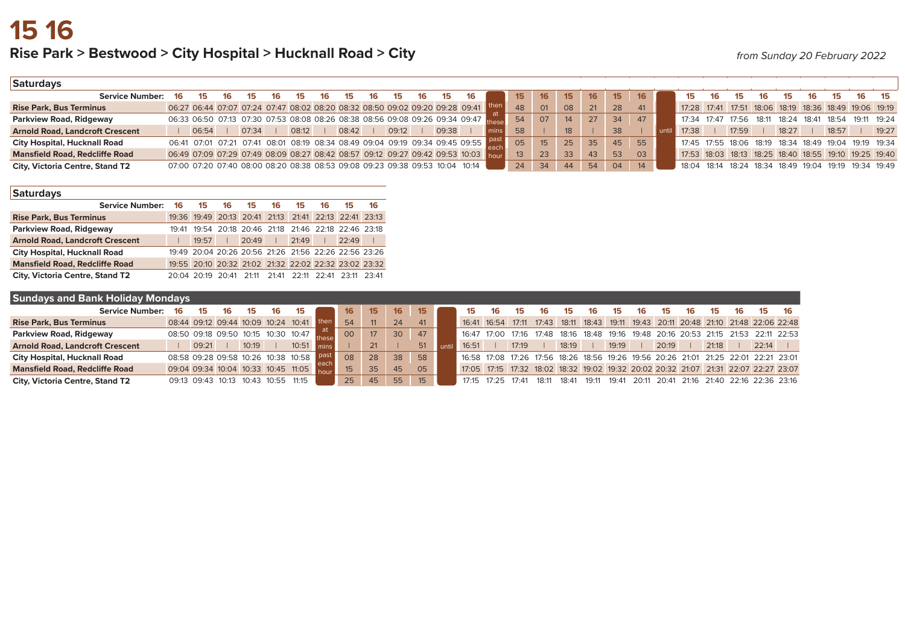# 15 16

## Rise Park > Bestwood > City Hospital > Hucknall Road > City

*from Sunday 20 February 2022*

### Saturdays

| Service Number: | 16 | 15 | 16 | 15 | 16 | 15 | 16 | 15 | 16 | 15 | 16 | 15 | 16 | | 15 | 16 | 15 | 16 | 15 | 16 | | 15 | 16 | 15 | 16 | 15 | 16 | 15 | 16 | 15 |
|---|---|---|---|---|---|---|---|---|---|---|---|---|---|---|---|---|---|---|---|---|---|---|---|---|---|---|---|---|---|---|
| Rise Park, Bus Terminus | 06:27 | 06:44 | 07:07 | 07:24 | 07:47 | 08:02 | 08:20 | 08:32 | 08:50 | 09:02 | 09:20 | 09:28 | 09:41 | then at these mins past each hour | 48 | 01 | 08 | 21 | 28 | 41 | until | 17:28 | 17:41 | 17:51 | 18:06 | 18:19 | 18:36 | 18:49 | 19:06 | 19:19 |
| Parkview Road, Ridgeway | 06:33 | 06:50 | 07:13 | 07:30 | 07:53 | 08:08 | 08:26 | 08:38 | 08:56 | 09:08 | 09:26 | 09:34 | 09:47 | | 54 | 07 | 14 | 27 | 34 | 47 | | 17:34 | 17:47 | 17:56 | 18:11 | 18:24 | 18:41 | 18:54 | 19:11 | 19:24 |
| Arnold Road, Landcroft Crescent | \| | 06:54 | \| | 07:34 | \| | 08:12 | \| | 08:42 | \| | 09:12 | \| | 09:38 | \| | | 58 | \| | 18 | \| | 38 | \| | | 17:38 | \| | 17:59 | \| | 18:27 | \| | 18:57 | \| | 19:27 |
| City Hospital, Hucknall Road | 06:41 | 07:01 | 07:21 | 07:41 | 08:01 | 08:19 | 08:34 | 08:49 | 09:04 | 09:19 | 09:34 | 09:45 | 09:55 | | 05 | 15 | 25 | 35 | 45 | 55 | | 17:45 | 17:55 | 18:06 | 18:19 | 18:34 | 18:49 | 19:04 | 19:19 | 19:34 |
| Mansfield Road, Redcliffe Road | 06:49 | 07:09 | 07:29 | 07:49 | 08:09 | 08:27 | 08:42 | 08:57 | 09:12 | 09:27 | 09:42 | 09:53 | 10:03 | | 13 | 23 | 33 | 43 | 53 | 03 | | 17:53 | 18:03 | 18:13 | 18:25 | 18:40 | 18:55 | 19:10 | 19:25 | 19:40 |
| City, Victoria Centre, Stand T2 | 07:00 | 07:20 | 07:40 | 08:00 | 08:20 | 08:38 | 08:53 | 09:08 | 09:23 | 09:38 | 09:53 | 10:04 | 10:14 | | 24 | 34 | 44 | 54 | 04 | 14 | | 18:04 | 18:14 | 18:24 | 18:34 | 18:49 | 19:04 | 19:19 | 19:34 | 19:49 |

### Saturdays

| Service Number: | 16 | 15 | 16 | 15 | 16 | 15 | 16 | 15 | 16 |
|---|---|---|---|---|---|---|---|---|---|
| Rise Park, Bus Terminus | 19:36 | 19:49 | 20:13 | 20:41 | 21:13 | 21:41 | 22:13 | 22:41 | 23:13 |
| Parkview Road, Ridgeway | 19:41 | 19:54 | 20:18 | 20:46 | 21:18 | 21:46 | 22:18 | 22:46 | 23:18 |
| Arnold Road, Landcroft Crescent | \| | 19:57 | \| | 20:49 | \| | 21:49 | \| | 22:49 | \| |
| City Hospital, Hucknall Road | 19:49 | 20:04 | 20:26 | 20:56 | 21:26 | 21:56 | 22:26 | 22:56 | 23:26 |
| Mansfield Road, Redcliffe Road | 19:55 | 20:10 | 20:32 | 21:02 | 21:32 | 22:02 | 22:32 | 23:02 | 23:32 |
| City, Victoria Centre, Stand T2 | 20:04 | 20:19 | 20:41 | 21:11 | 21:41 | 22:11 | 22:41 | 23:11 | 23:41 |

### Sundays and Bank Holiday Mondays

| Service Number: | 16 | 15 | 16 | 15 | 16 | 15 | | 16 | 15 | 16 | 15 | | 15 | 16 | 15 | 16 | 15 | 16 | 15 | 16 | 15 | 16 | 15 | 16 | 15 | 16 |
|---|---|---|---|---|---|---|---|---|---|---|---|---|---|---|---|---|---|---|---|---|---|---|---|---|---|---|
| Rise Park, Bus Terminus | 08:44 | 09:12 | 09:44 | 10:09 | 10:24 | 10:41 | then at these mins past each hour | 54 | 11 | 24 | 41 | until | 16:41 | 16:54 | 17:11 | 17:43 | 18:11 | 18:43 | 19:11 | 19:43 | 20:11 | 20:48 | 21:10 | 21:48 | 22:06 | 22:48 |
| Parkview Road, Ridgeway | 08:50 | 09:18 | 09:50 | 10:15 | 10:30 | 10:47 | | 00 | 17 | 30 | 47 | | 16:47 | 17:00 | 17:16 | 17:48 | 18:16 | 18:48 | 19:16 | 19:48 | 20:16 | 20:53 | 21:15 | 21:53 | 22:11 | 22:53 |
| Arnold Road, Landcroft Crescent | \| | 09:21 | \| | 10:19 | \| | 10:51 | | \| | 21 | \| | 51 | | 16:51 | \| | 17:19 | \| | 18:19 | \| | 19:19 | \| | 20:19 | \| | 21:18 | \| | 22:14 | \| |
| City Hospital, Hucknall Road | 08:58 | 09:28 | 09:58 | 10:26 | 10:38 | 10:58 | | 08 | 28 | 38 | 58 | | 16:58 | 17:08 | 17:26 | 17:56 | 18:26 | 18:56 | 19:26 | 19:56 | 20:26 | 21:01 | 21:25 | 22:01 | 22:21 | 23:01 |
| Mansfield Road, Redcliffe Road | 09:04 | 09:34 | 10:04 | 10:33 | 10:45 | 11:05 | | 15 | 35 | 45 | 05 | | 17:05 | 17:15 | 17:32 | 18:02 | 18:32 | 19:02 | 19:32 | 20:02 | 20:32 | 21:07 | 21:31 | 22:07 | 22:27 | 23:07 |
| City, Victoria Centre, Stand T2 | 09:13 | 09:43 | 10:13 | 10:43 | 10:55 | 11:15 | | 25 | 45 | 55 | 15 | | 17:15 | 17:25 | 17:41 | 18:11 | 18:41 | 19:11 | 19:41 | 20:11 | 20:41 | 21:16 | 21:40 | 22:16 | 22:36 | 23:16 |